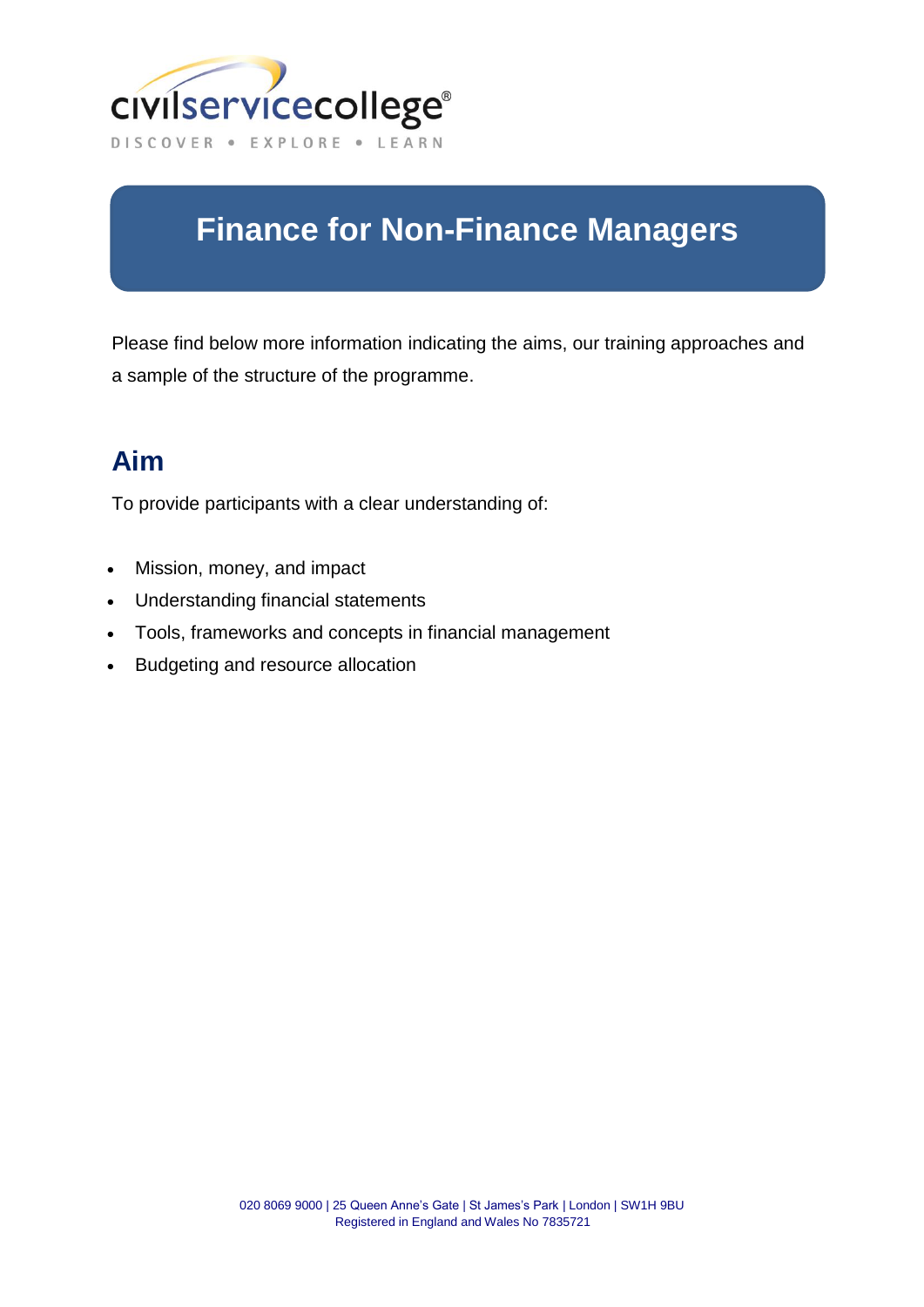civilservicecollege®

DISCOVER • EXPLORE • LEARN

# Finance for Non-Finance Managers

Please find below more information indicating the aims, our training approaches and a sample of the structure of the programme.

## Aim

To provide participants with a clear understanding of:

- Mission, money, and impact
- Understanding financial statements
- Tools, frameworks and concepts in financial management
- Budgeting and resource allocation

020 8069 9000 | 25 Queen Anne's Gate | St James's Park | London | SW1H 9BU
Registered in England and Wales No 7835721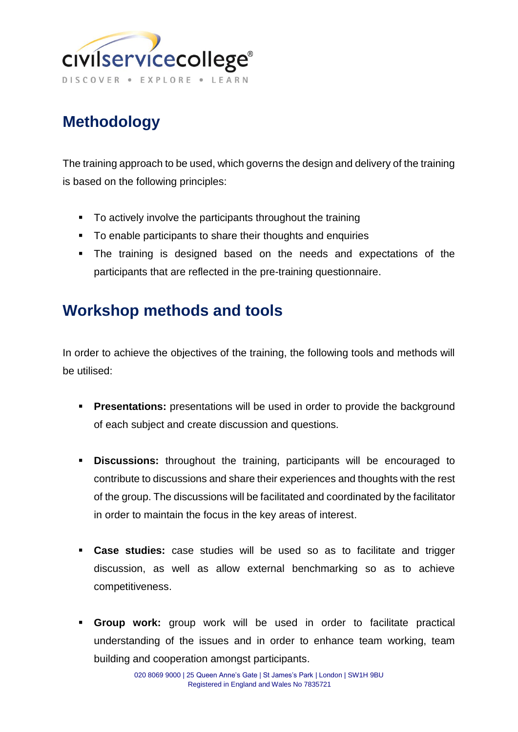## Methodology

The training approach to be used, which governs the design and delivery of the training is based on the following principles:

- To actively involve the participants throughout the training
- To enable participants to share their thoughts and enquiries
- The training is designed based on the needs and expectations of the participants that are reflected in the pre-training questionnaire.

## Workshop methods and tools

In order to achieve the objectives of the training, the following tools and methods will be utilised:

- **Presentations:** presentations will be used in order to provide the background of each subject and create discussion and questions.

- **Discussions:** throughout the training, participants will be encouraged to contribute to discussions and share their experiences and thoughts with the rest of the group. The discussions will be facilitated and coordinated by the facilitator in order to maintain the focus in the key areas of interest.

- **Case studies:** case studies will be used so as to facilitate and trigger discussion, as well as allow external benchmarking so as to achieve competitiveness.

- **Group work:** group work will be used in order to facilitate practical understanding of the issues and in order to enhance team working, team building and cooperation amongst participants.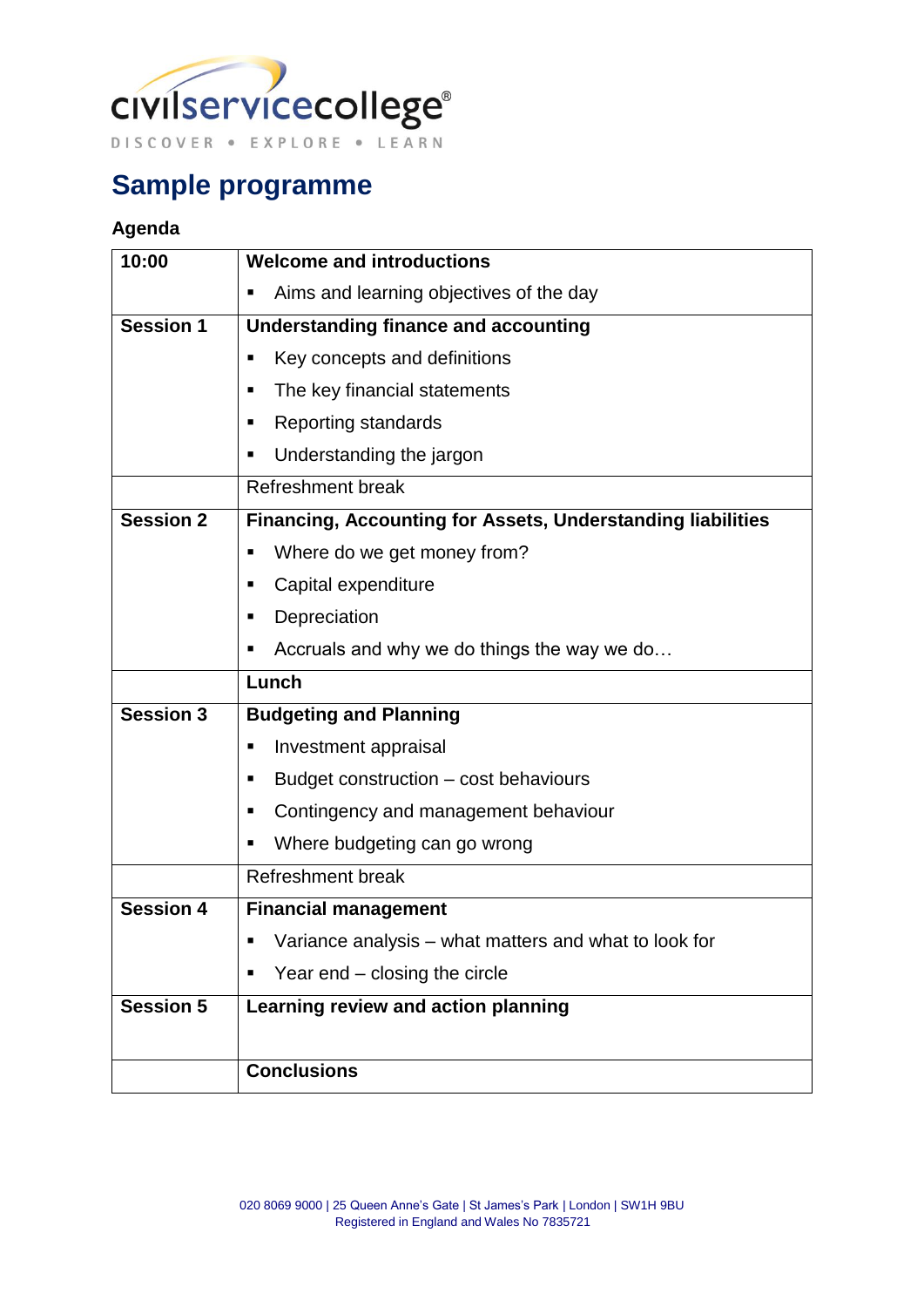civilservicecollege®

DISCOVER • EXPLORE • LEARN

# Sample programme

### Agenda

| | |
|---|---|
| **10:00** | **Welcome and introductions**<br>▪ Aims and learning objectives of the day |
| **Session 1** | **Understanding finance and accounting**<br>▪ Key concepts and definitions<br>▪ The key financial statements<br>▪ Reporting standards<br>▪ Understanding the jargon |
| | Refreshment break |
| **Session 2** | **Financing, Accounting for Assets, Understanding liabilities**<br>▪ Where do we get money from?<br>▪ Capital expenditure<br>▪ Depreciation<br>▪ Accruals and why we do things the way we do… |
| | **Lunch** |
| **Session 3** | **Budgeting and Planning**<br>▪ Investment appraisal<br>▪ Budget construction – cost behaviours<br>▪ Contingency and management behaviour<br>▪ Where budgeting can go wrong |
| | Refreshment break |
| **Session 4** | **Financial management**<br>▪ Variance analysis – what matters and what to look for<br>▪ Year end – closing the circle |
| **Session 5** | **Learning review and action planning** |
| | **Conclusions** |

020 8069 9000 | 25 Queen Anne's Gate | St James's Park | London | SW1H 9BU
Registered in England and Wales No 7835721